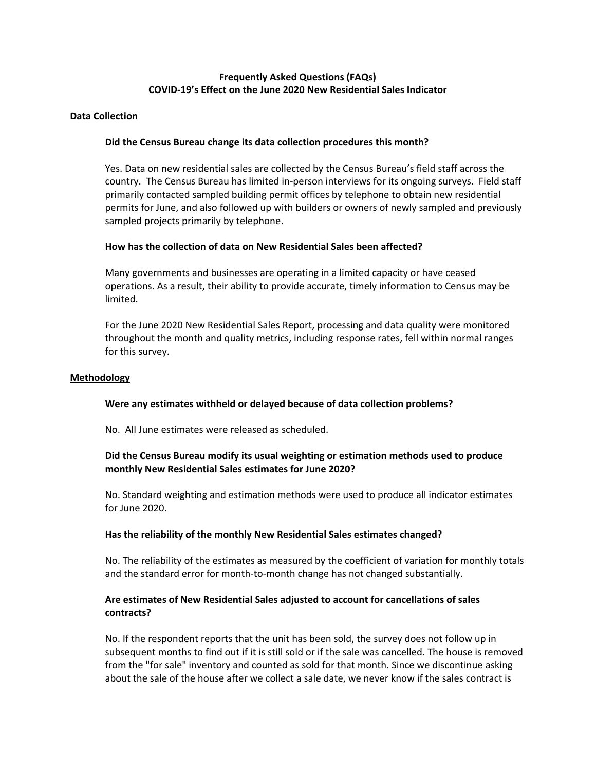# Frequently Asked Questions (FAQs)
# COVID-19's Effect on the June 2020 New Residential Sales Indicator

## Data Collection

### Did the Census Bureau change its data collection procedures this month?

Yes. Data on new residential sales are collected by the Census Bureau's field staff across the country. The Census Bureau has limited in-person interviews for its ongoing surveys. Field staff primarily contacted sampled building permit offices by telephone to obtain new residential permits for June, and also followed up with builders or owners of newly sampled and previously sampled projects primarily by telephone.

### How has the collection of data on New Residential Sales been affected?

Many governments and businesses are operating in a limited capacity or have ceased operations. As a result, their ability to provide accurate, timely information to Census may be limited.

For the June 2020 New Residential Sales Report, processing and data quality were monitored throughout the month and quality metrics, including response rates, fell within normal ranges for this survey.

## Methodology

### Were any estimates withheld or delayed because of data collection problems?

No. All June estimates were released as scheduled.

### Did the Census Bureau modify its usual weighting or estimation methods used to produce monthly New Residential Sales estimates for June 2020?

No. Standard weighting and estimation methods were used to produce all indicator estimates for June 2020.

### Has the reliability of the monthly New Residential Sales estimates changed?

No. The reliability of the estimates as measured by the coefficient of variation for monthly totals and the standard error for month-to-month change has not changed substantially.

### Are estimates of New Residential Sales adjusted to account for cancellations of sales contracts?

No. If the respondent reports that the unit has been sold, the survey does not follow up in subsequent months to find out if it is still sold or if the sale was cancelled. The house is removed from the "for sale" inventory and counted as sold for that month. Since we discontinue asking about the sale of the house after we collect a sale date, we never know if the sales contract is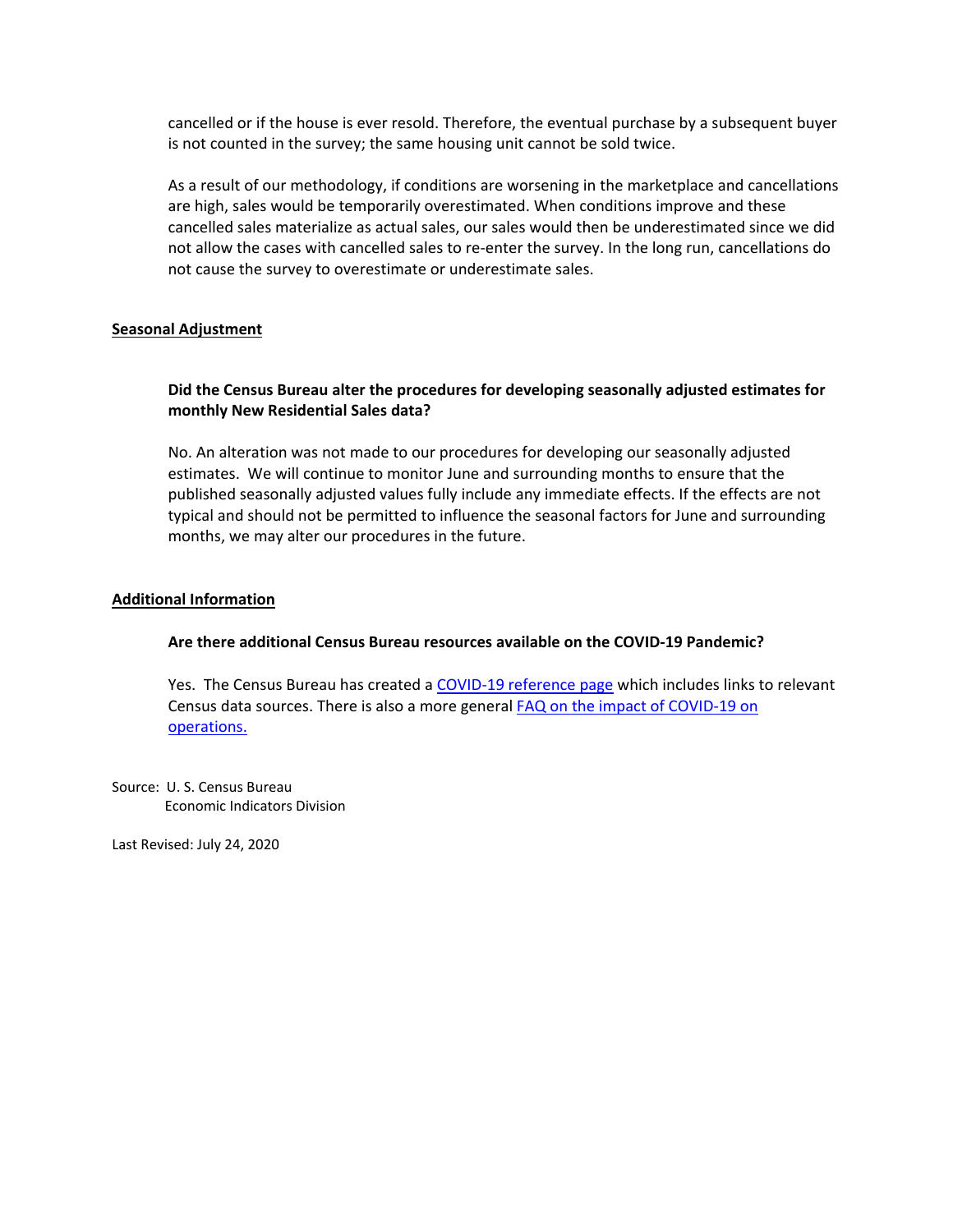cancelled or if the house is ever resold. Therefore, the eventual purchase by a subsequent buyer is not counted in the survey; the same housing unit cannot be sold twice.

As a result of our methodology, if conditions are worsening in the marketplace and cancellations are high, sales would be temporarily overestimated. When conditions improve and these cancelled sales materialize as actual sales, our sales would then be underestimated since we did not allow the cases with cancelled sales to re-enter the survey. In the long run, cancellations do not cause the survey to overestimate or underestimate sales.

## Seasonal Adjustment

**Did the Census Bureau alter the procedures for developing seasonally adjusted estimates for monthly New Residential Sales data?**

No. An alteration was not made to our procedures for developing our seasonally adjusted estimates. We will continue to monitor June and surrounding months to ensure that the published seasonally adjusted values fully include any immediate effects. If the effects are not typical and should not be permitted to influence the seasonal factors for June and surrounding months, we may alter our procedures in the future.

## Additional Information

**Are there additional Census Bureau resources available on the COVID-19 Pandemic?**

Yes. The Census Bureau has created a COVID-19 reference page which includes links to relevant Census data sources. There is also a more general FAQ on the impact of COVID-19 on operations.

Source: U. S. Census Bureau
Economic Indicators Division

Last Revised: July 24, 2020